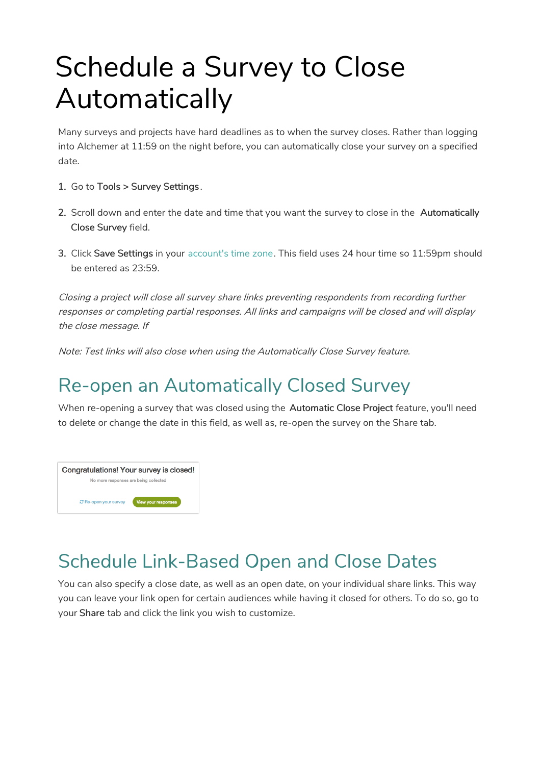# Schedule a Survey to Close Automatically

Many surveys and projects have hard deadlines as to when the survey closes. Rather than logging into Alchemer at 11:59 on the night before, you can automatically close your survey on a specified date.

1. Go to **Tools > Survey Settings**.
2. Scroll down and enter the date and time that you want the survey to close in the **Automatically Close Survey** field.
3. Click **Save Settings** in your account's time zone. This field uses 24 hour time so 11:59pm should be entered as 23:59.

*Closing a project will close all survey share links preventing respondents from recording further responses or completing partial responses. All links and campaigns will be closed and will display the close message. If*

*Note: Test links will also close when using the Automatically Close Survey feature.*

## Re-open an Automatically Closed Survey

When re-opening a survey that was closed using the **Automatic Close Project** feature, you'll need to delete or change the date in this field, as well as, re-open the survey on the Share tab.

Congratulations! Your survey is closed!

No more responses are being collected

Re-open your survey | View your responses

## Schedule Link-Based Open and Close Dates

You can also specify a close date, as well as an open date, on your individual share links. This way you can leave your link open for certain audiences while having it closed for others. To do so, go to your **Share** tab and click the link you wish to customize.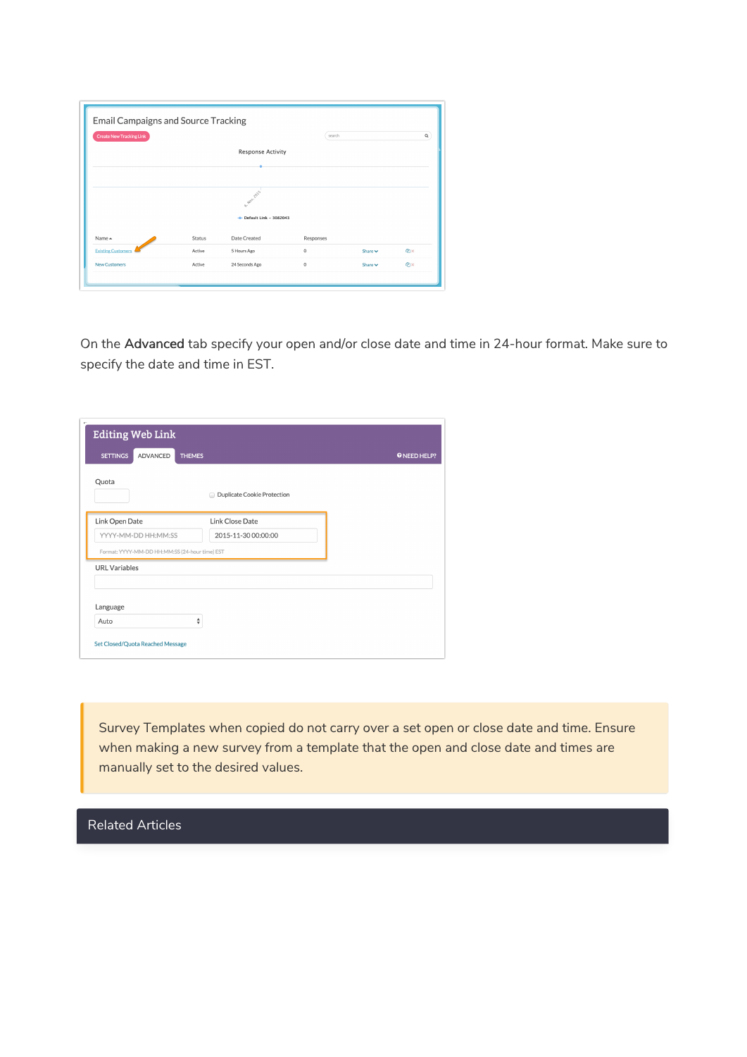On the **Advanced** tab specify your open and/or close date and time in 24-hour format. Make sure to specify the date and time in EST.

Survey Templates when copied do not carry over a set open or close date and time. Ensure when making a new survey from a template that the open and close date and times are manually set to the desired values.

## Related Articles